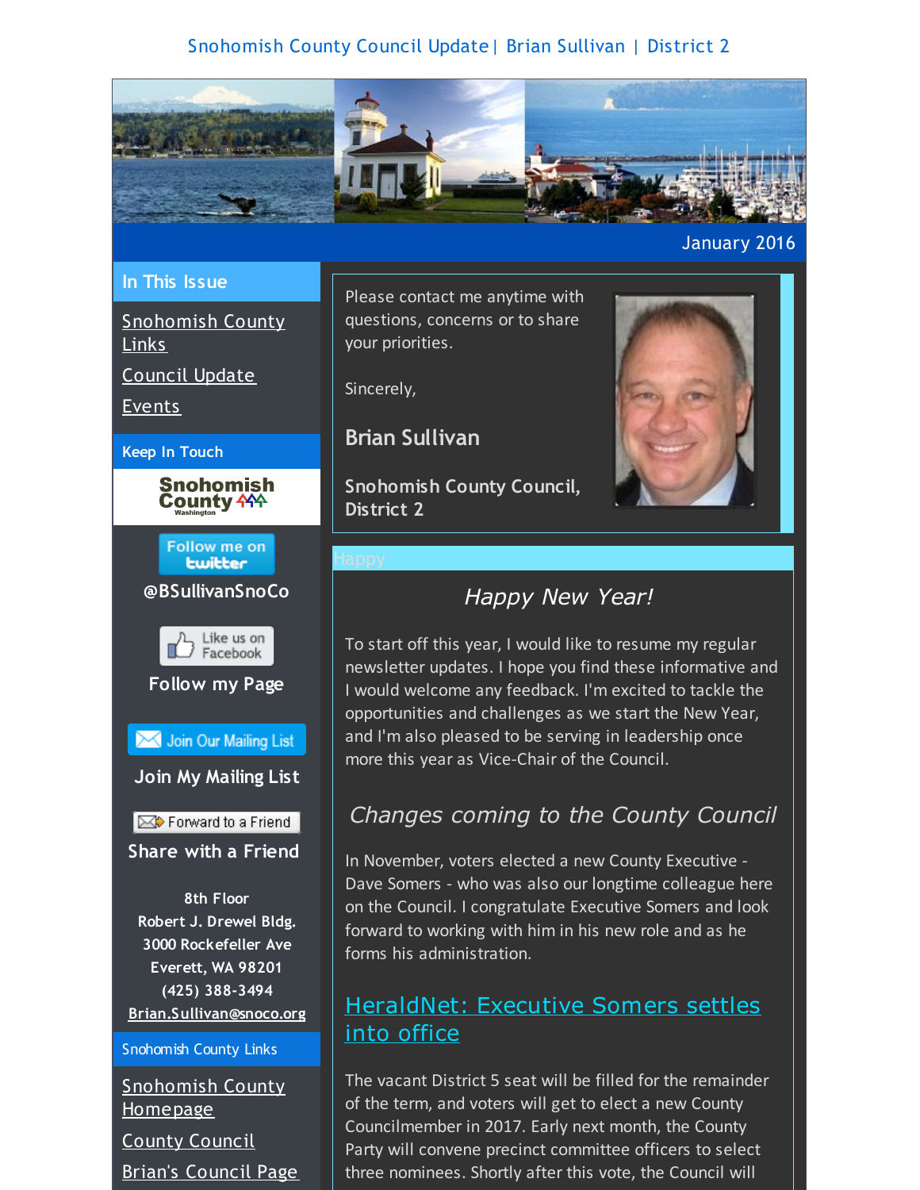Snohomish County Council Update | Brian Sullivan | District 2

January 2016

## In This Issue

Snohomish County Links

Council Update

Events

### Keep In Touch

Snohomish County Washington

Follow me on twitter

@BSullivanSnoCo

Like us on Facebook

Follow my Page

Join Our Mailing List

Join My Mailing List

Forward to a Friend

Share with a Friend

8th Floor
Robert J. Drewel Bldg.
3000 Rockefeller Ave
Everett, WA 98201
(425) 388-3494
Brian.Sullivan@snoco.org

### Snohomish County Links

Snohomish County Homepage

County Council

Brian's Council Page

Please contact me anytime with questions, concerns or to share your priorities.

Sincerely,

**Brian Sullivan**

**Snohomish County Council, District 2**

Happy

## *Happy New Year!*

To start off this year, I would like to resume my regular newsletter updates. I hope you find these informative and I would welcome any feedback. I'm excited to tackle the opportunities and challenges as we start the New Year, and I'm also pleased to be serving in leadership once more this year as Vice-Chair of the Council.

## *Changes coming to the County Council*

In November, voters elected a new County Executive - Dave Somers - who was also our longtime colleague here on the Council. I congratulate Executive Somers and look forward to working with him in his new role and as he forms his administration.

## HeraldNet: Executive Somers settles into office

The vacant District 5 seat will be filled for the remainder of the term, and voters will get to elect a new County Councilmember in 2017. Early next month, the County Party will convene precinct committee officers to select three nominees. Shortly after this vote, the Council will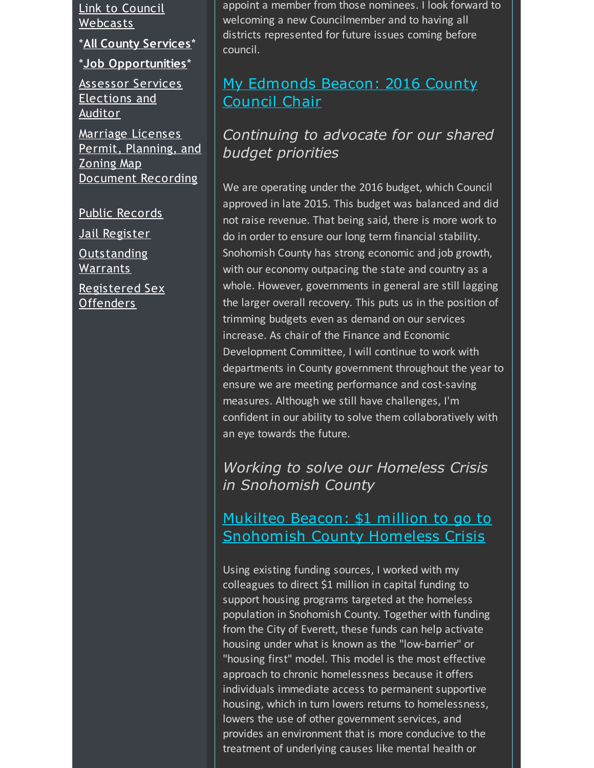Link to Council Webcasts

*All County Services*

*Job Opportunities*

Assessor Services

Elections and Auditor

Marriage Licenses

Permit, Planning, and Zoning Map

Document Recording

Public Records

Jail Register

Outstanding Warrants

Registered Sex Offenders

appoint a member from those nominees. I look forward to welcoming a new Councilmember and to having all districts represented for future issues coming before council.

## My Edmonds Beacon: 2016 County Council Chair

## *Continuing to advocate for our shared budget priorities*

We are operating under the 2016 budget, which Council approved in late 2015. This budget was balanced and did not raise revenue. That being said, there is more work to do in order to ensure our long term financial stability. Snohomish County has strong economic and job growth, with our economy outpacing the state and country as a whole. However, governments in general are still lagging the larger overall recovery. This puts us in the position of trimming budgets even as demand on our services increase. As chair of the Finance and Economic Development Committee, I will continue to work with departments in County government throughout the year to ensure we are meeting performance and cost-saving measures. Although we still have challenges, I'm confident in our ability to solve them collaboratively with an eye towards the future.

## *Working to solve our Homeless Crisis in Snohomish County*

## Mukilteo Beacon: $1 million to go to Snohomish County Homeless Crisis

Using existing funding sources, I worked with my colleagues to direct $1 million in capital funding to support housing programs targeted at the homeless population in Snohomish County. Together with funding from the City of Everett, these funds can help activate housing under what is known as the "low-barrier" or "housing first" model. This model is the most effective approach to chronic homelessness because it offers individuals immediate access to permanent supportive housing, which in turn lowers returns to homelessness, lowers the use of other government services, and provides an environment that is more conducive to the treatment of underlying causes like mental health or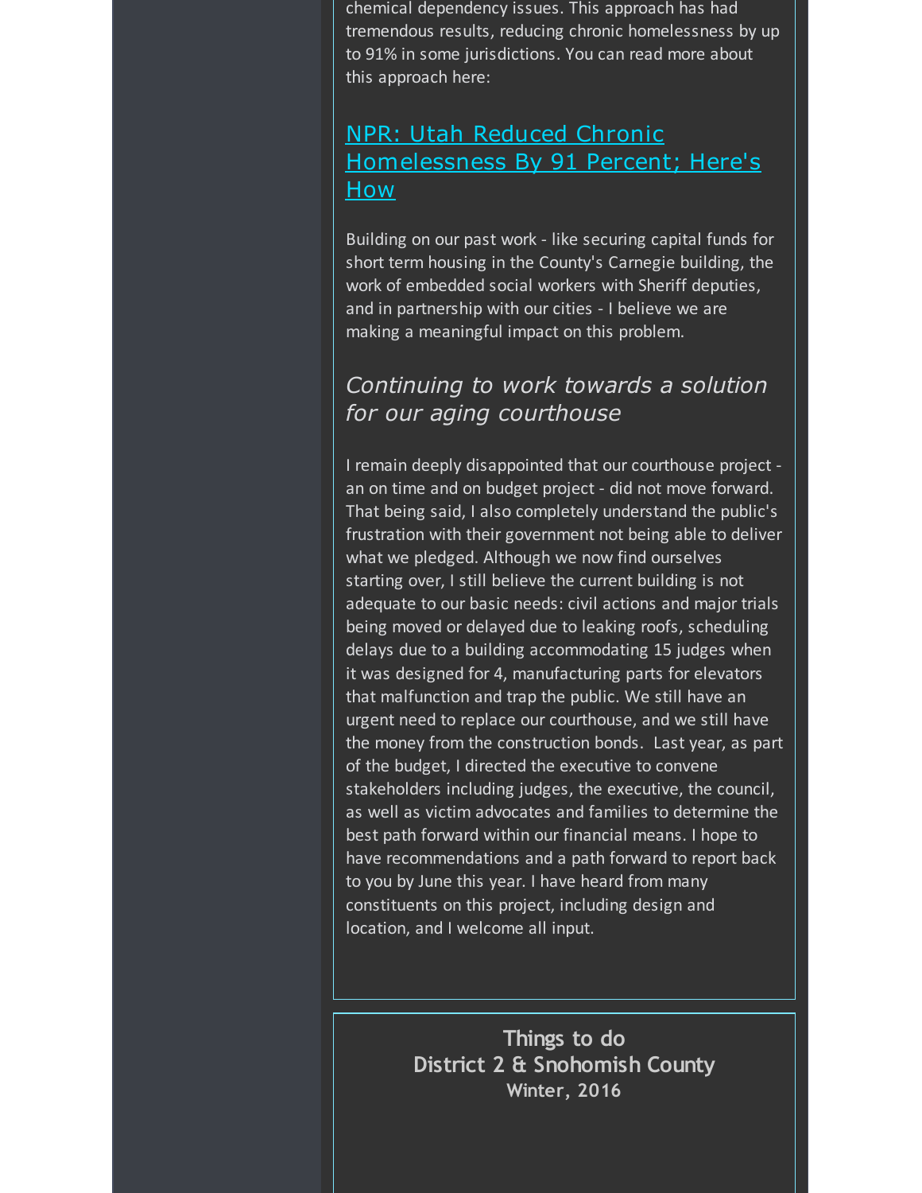chemical dependency issues. This approach has had tremendous results, reducing chronic homelessness by up to 91% in some jurisdictions. You can read more about this approach here:

## NPR: Utah Reduced Chronic Homelessness By 91 Percent; Here's How

Building on our past work - like securing capital funds for short term housing in the County's Carnegie building, the work of embedded social workers with Sheriff deputies, and in partnership with our cities - I believe we are making a meaningful impact on this problem.

## *Continuing to work towards a solution for our aging courthouse*

I remain deeply disappointed that our courthouse project - an on time and on budget project - did not move forward. That being said, I also completely understand the public's frustration with their government not being able to deliver what we pledged. Although we now find ourselves starting over, I still believe the current building is not adequate to our basic needs: civil actions and major trials being moved or delayed due to leaking roofs, scheduling delays due to a building accommodating 15 judges when it was designed for 4, manufacturing parts for elevators that malfunction and trap the public. We still have an urgent need to replace our courthouse, and we still have the money from the construction bonds. Last year, as part of the budget, I directed the executive to convene stakeholders including judges, the executive, the council, as well as victim advocates and families to determine the best path forward within our financial means. I hope to have recommendations and a path forward to report back to you by June this year. I have heard from many constituents on this project, including design and location, and I welcome all input.

**Things to do**
**District 2 & Snohomish County**
**Winter, 2016**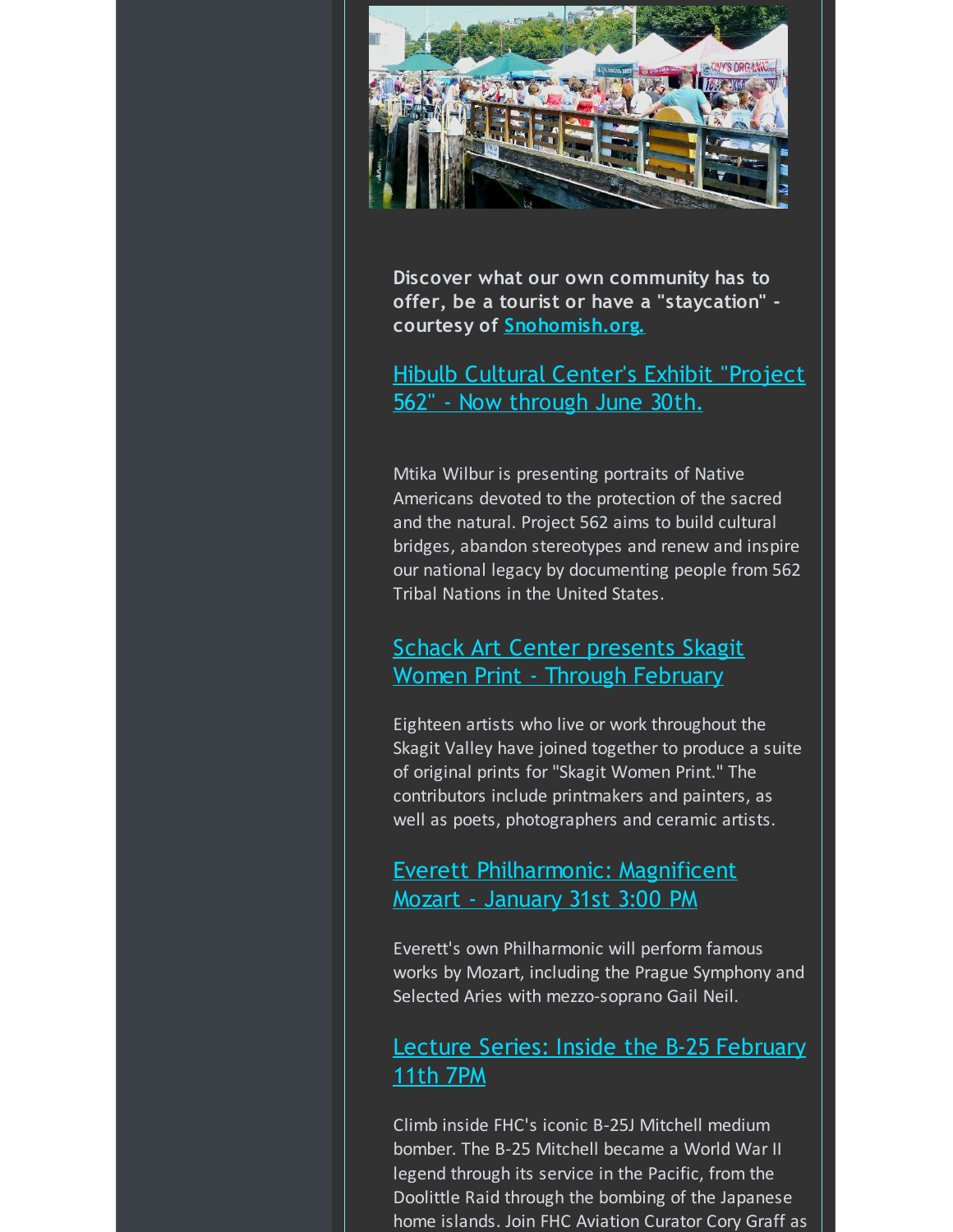**Discover what our own community has to offer, be a tourist or have a "staycation" - courtesy of [Snohomish.org.](#)**

## [Hibulb Cultural Center's Exhibit "Project 562" - Now through June 30th.](#)

Mtika Wilbur is presenting portraits of Native Americans devoted to the protection of the sacred and the natural. Project 562 aims to build cultural bridges, abandon stereotypes and renew and inspire our national legacy by documenting people from 562 Tribal Nations in the United States.

## [Schack Art Center presents Skagit Women Print - Through February](#)

Eighteen artists who live or work throughout the Skagit Valley have joined together to produce a suite of original prints for "Skagit Women Print." The contributors include printmakers and painters, as well as poets, photographers and ceramic artists.

## [Everett Philharmonic: Magnificent Mozart - January 31st 3:00 PM](#)

Everett's own Philharmonic will perform famous works by Mozart, including the Prague Symphony and Selected Aries with mezzo-soprano Gail Neil.

## [Lecture Series: Inside the B-25 February 11th 7PM](#)

Climb inside FHC's iconic B-25J Mitchell medium bomber. The B-25 Mitchell became a World War II legend through its service in the Pacific, from the Doolittle Raid through the bombing of the Japanese home islands. Join FHC Aviation Curator Cory Graff as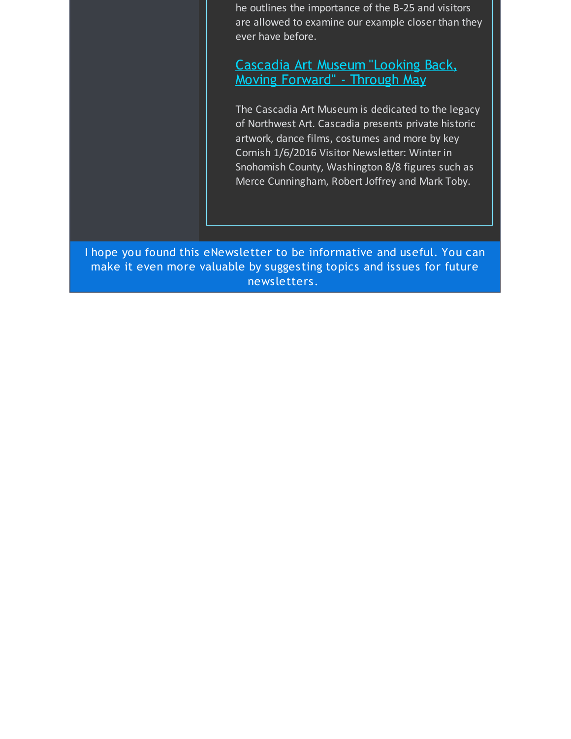he outlines the importance of the B-25 and visitors are allowed to examine our example closer than they ever have before.

### Cascadia Art Museum "Looking Back, Moving Forward" - Through May

The Cascadia Art Museum is dedicated to the legacy of Northwest Art. Cascadia presents private historic artwork, dance films, costumes and more by key Cornish figures such as Merce Cunningham, Robert Joffrey and Mark Toby.

I hope you found this eNewsletter to be informative and useful. You can make it even more valuable by suggesting topics and issues for future newsletters.